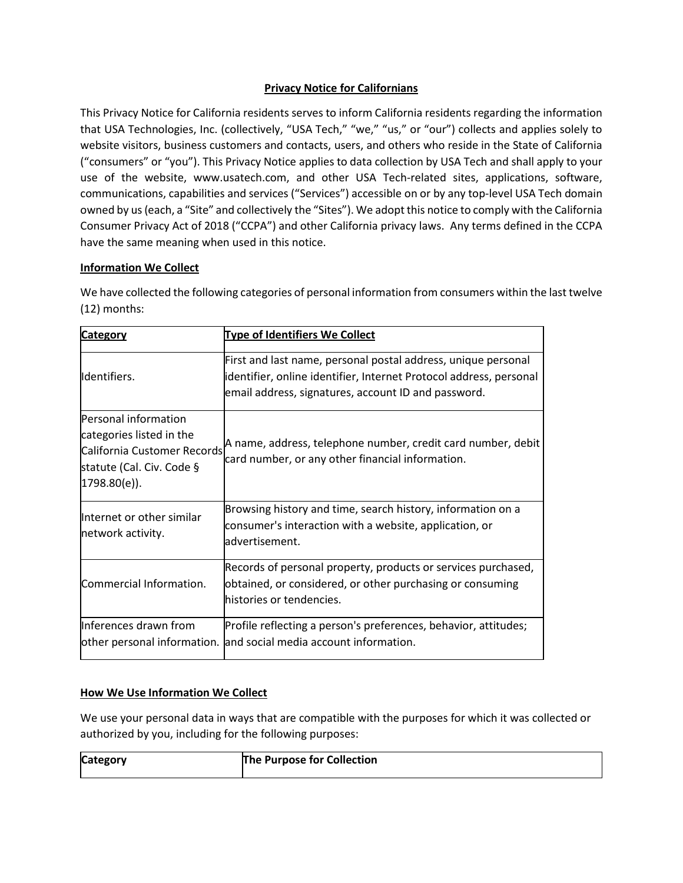# Privacy Notice for Californians

This Privacy Notice for California residents serves to inform California residents regarding the information that USA Technologies, Inc. (collectively, "USA Tech," "we," "us," or "our") collects and applies solely to website visitors, business customers and contacts, users, and others who reside in the State of California ("consumers" or "you"). This Privacy Notice applies to data collection by USA Tech and shall apply to your use of the website, www.usatech.com, and other USA Tech-related sites, applications, software, communications, capabilities and services ("Services") accessible on or by any top-level USA Tech domain owned by us (each, a "Site" and collectively the "Sites"). We adopt this notice to comply with the California Consumer Privacy Act of 2018 ("CCPA") and other California privacy laws. Any terms defined in the CCPA have the same meaning when used in this notice.

## Information We Collect

We have collected the following categories of personal information from consumers within the last twelve (12) months:

| Category | Type of Identifiers We Collect |
| --- | --- |
| Identifiers. | First and last name, personal postal address, unique personal identifier, online identifier, Internet Protocol address, personal email address, signatures, account ID and password. |
| Personal information categories listed in the California Customer Records statute (Cal. Civ. Code § 1798.80(e)). | A name, address, telephone number, credit card number, debit card number, or any other financial information. |
| Internet or other similar network activity. | Browsing history and time, search history, information on a consumer's interaction with a website, application, or advertisement. |
| Commercial Information. | Records of personal property, products or services purchased, obtained, or considered, or other purchasing or consuming histories or tendencies. |
| Inferences drawn from other personal information. | Profile reflecting a person's preferences, behavior, attitudes; and social media account information. |

## How We Use Information We Collect

We use your personal data in ways that are compatible with the purposes for which it was collected or authorized by you, including for the following purposes:

| Category | The Purpose for Collection |
| --- | --- |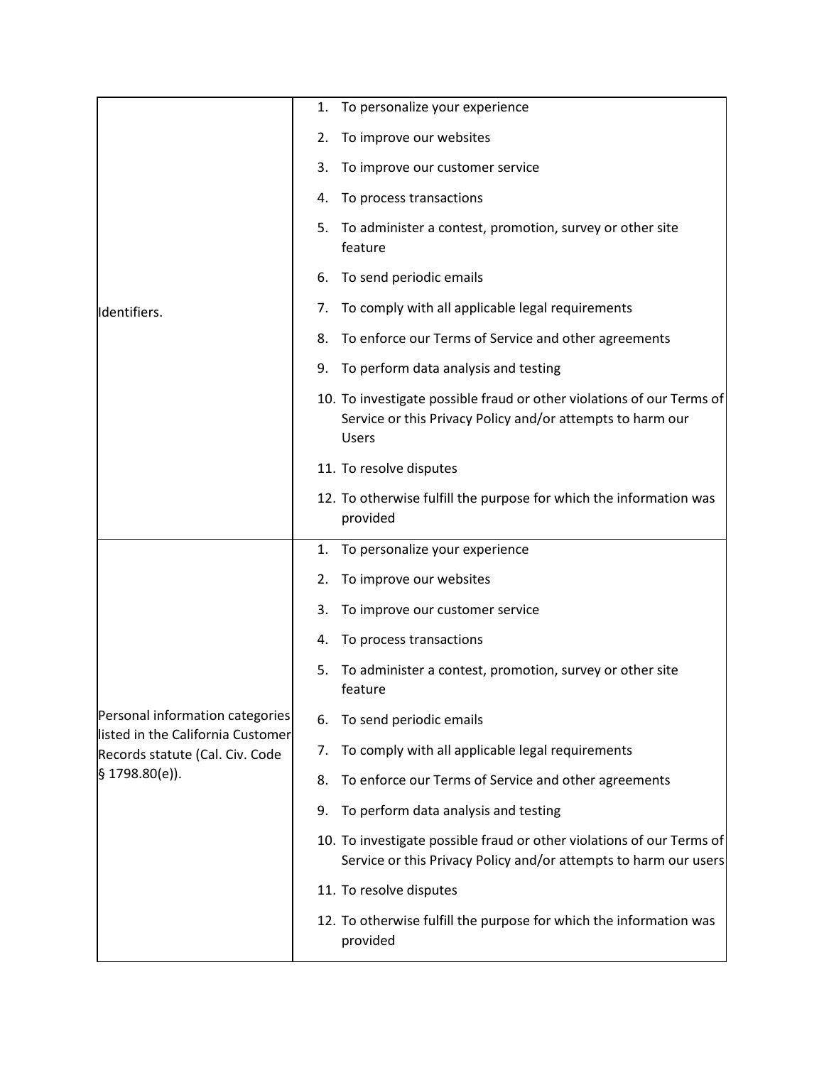| | |
|---|---|
| Identifiers. | 1. To personalize your experience<br>2. To improve our websites<br>3. To improve our customer service<br>4. To process transactions<br>5. To administer a contest, promotion, survey or other site feature<br>6. To send periodic emails<br>7. To comply with all applicable legal requirements<br>8. To enforce our Terms of Service and other agreements<br>9. To perform data analysis and testing<br>10. To investigate possible fraud or other violations of our Terms of Service or this Privacy Policy and/or attempts to harm our Users<br>11. To resolve disputes<br>12. To otherwise fulfill the purpose for which the information was provided |
| Personal information categories listed in the California Customer Records statute (Cal. Civ. Code § 1798.80(e)). | 1. To personalize your experience<br>2. To improve our websites<br>3. To improve our customer service<br>4. To process transactions<br>5. To administer a contest, promotion, survey or other site feature<br>6. To send periodic emails<br>7. To comply with all applicable legal requirements<br>8. To enforce our Terms of Service and other agreements<br>9. To perform data analysis and testing<br>10. To investigate possible fraud or other violations of our Terms of Service or this Privacy Policy and/or attempts to harm our users<br>11. To resolve disputes<br>12. To otherwise fulfill the purpose for which the information was provided |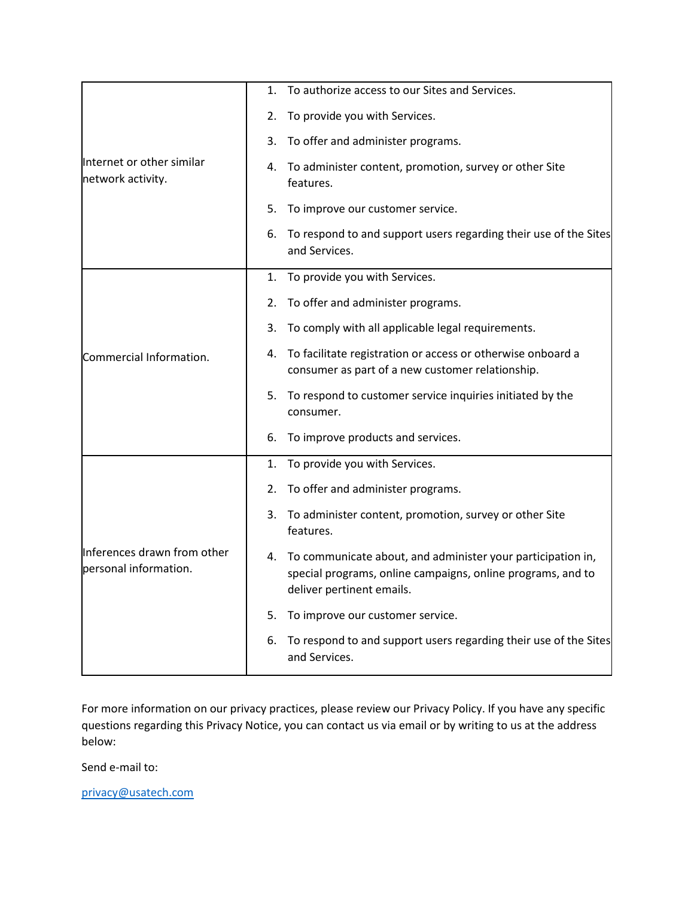| | |
|---|---|
| Internet or other similar network activity. | 1. To authorize access to our Sites and Services.<br>2. To provide you with Services.<br>3. To offer and administer programs.<br>4. To administer content, promotion, survey or other Site features.<br>5. To improve our customer service.<br>6. To respond to and support users regarding their use of the Sites and Services. |
| Commercial Information. | 1. To provide you with Services.<br>2. To offer and administer programs.<br>3. To comply with all applicable legal requirements.<br>4. To facilitate registration or access or otherwise onboard a consumer as part of a new customer relationship.<br>5. To respond to customer service inquiries initiated by the consumer.<br>6. To improve products and services. |
| Inferences drawn from other personal information. | 1. To provide you with Services.<br>2. To offer and administer programs.<br>3. To administer content, promotion, survey or other Site features.<br>4. To communicate about, and administer your participation in, special programs, online campaigns, online programs, and to deliver pertinent emails.<br>5. To improve our customer service.<br>6. To respond to and support users regarding their use of the Sites and Services. |

For more information on our privacy practices, please review our Privacy Policy. If you have any specific questions regarding this Privacy Notice, you can contact us via email or by writing to us at the address below:

Send e-mail to:

privacy@usatech.com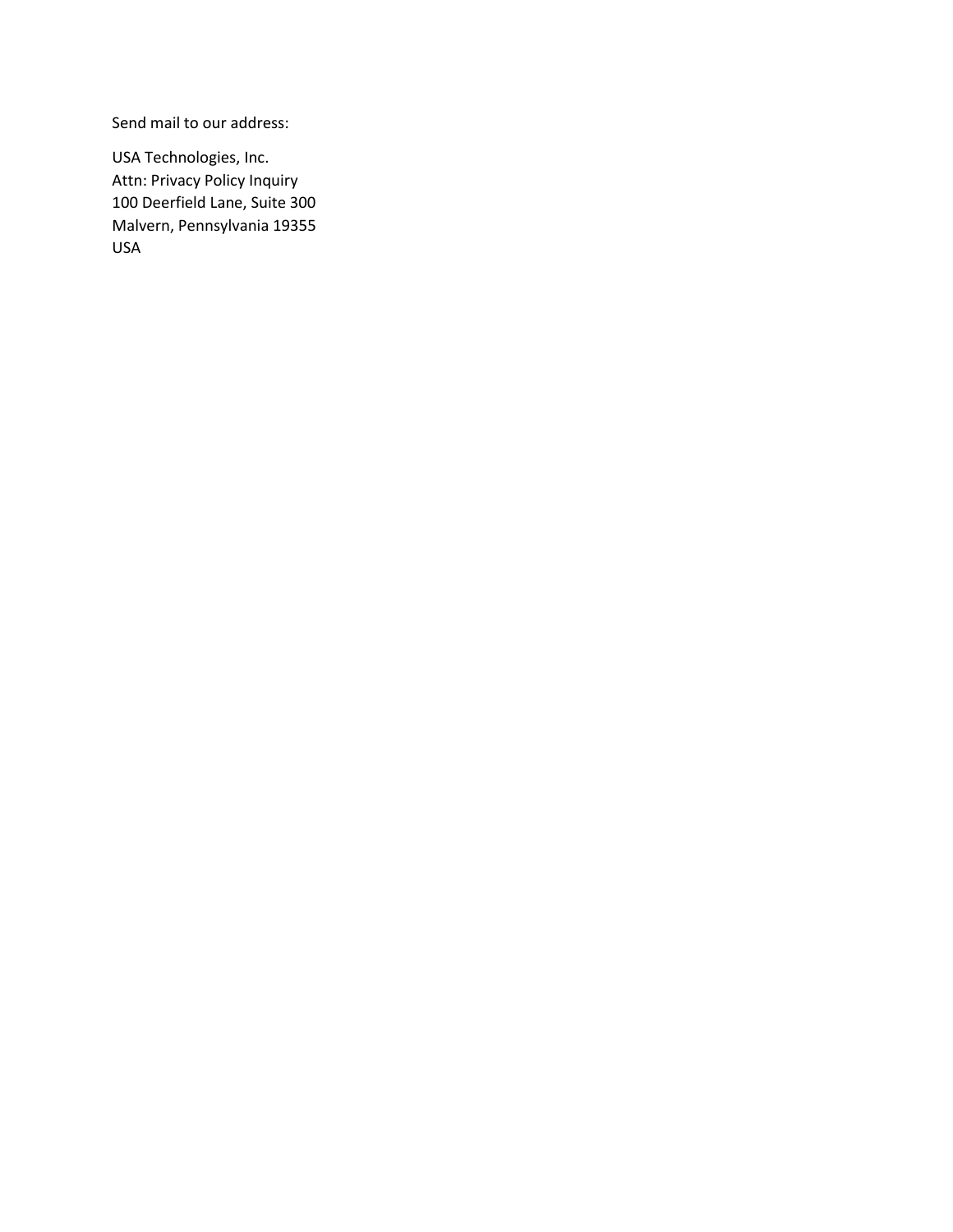Send mail to our address:

USA Technologies, Inc.  
Attn: Privacy Policy Inquiry  
100 Deerfield Lane, Suite 300  
Malvern, Pennsylvania 19355  
USA